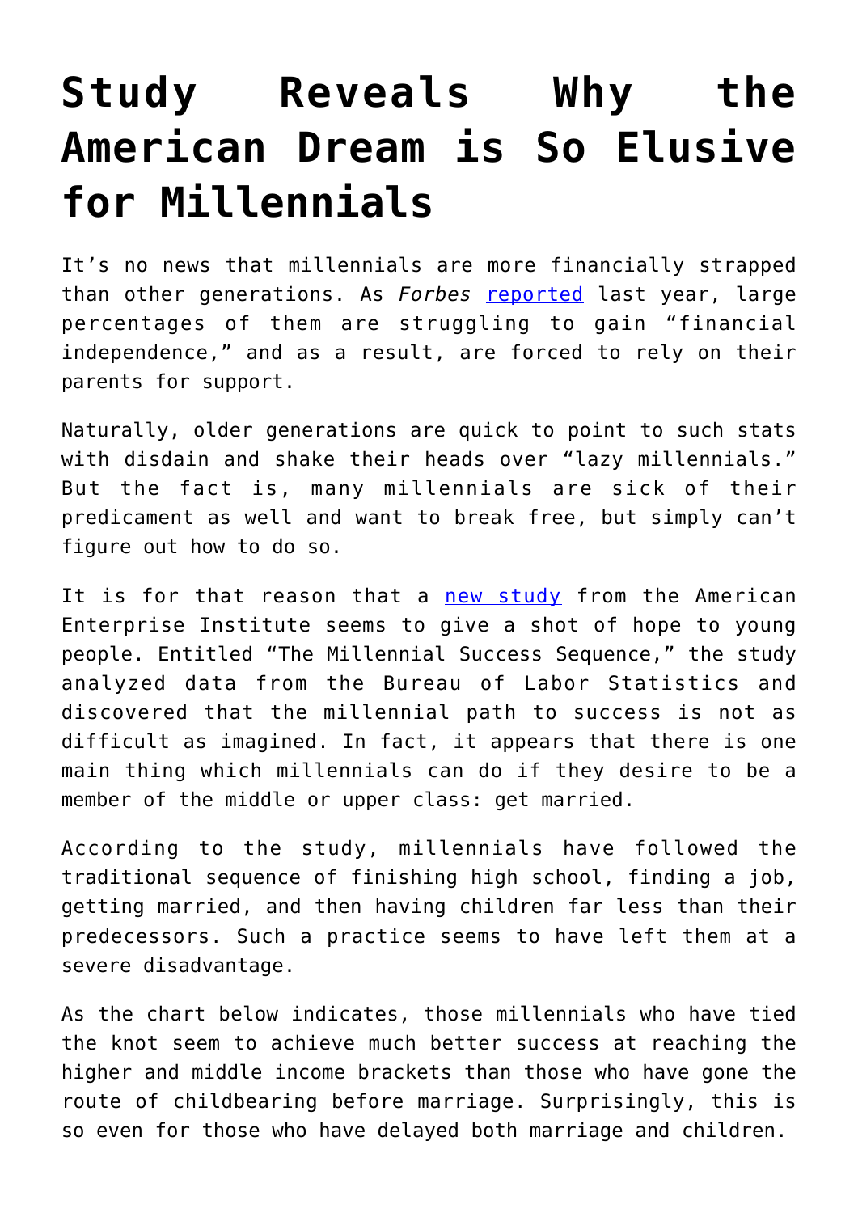# Study Reveals Why the American Dream is So Elusive for Millennials

It's no news that millennials are more financially strapped than other generations. As *Forbes* reported last year, large percentages of them are struggling to gain "financial independence," and as a result, are forced to rely on their parents for support.

Naturally, older generations are quick to point to such stats with disdain and shake their heads over "lazy millennials." But the fact is, many millennials are sick of their predicament as well and want to break free, but simply can't figure out how to do so.

It is for that reason that a new study from the American Enterprise Institute seems to give a shot of hope to young people. Entitled "The Millennial Success Sequence," the study analyzed data from the Bureau of Labor Statistics and discovered that the millennial path to success is not as difficult as imagined. In fact, it appears that there is one main thing which millennials can do if they desire to be a member of the middle or upper class: get married.

According to the study, millennials have followed the traditional sequence of finishing high school, finding a job, getting married, and then having children far less than their predecessors. Such a practice seems to have left them at a severe disadvantage.

As the chart below indicates, those millennials who have tied the knot seem to achieve much better success at reaching the higher and middle income brackets than those who have gone the route of childbearing before marriage. Surprisingly, this is so even for those who have delayed both marriage and children.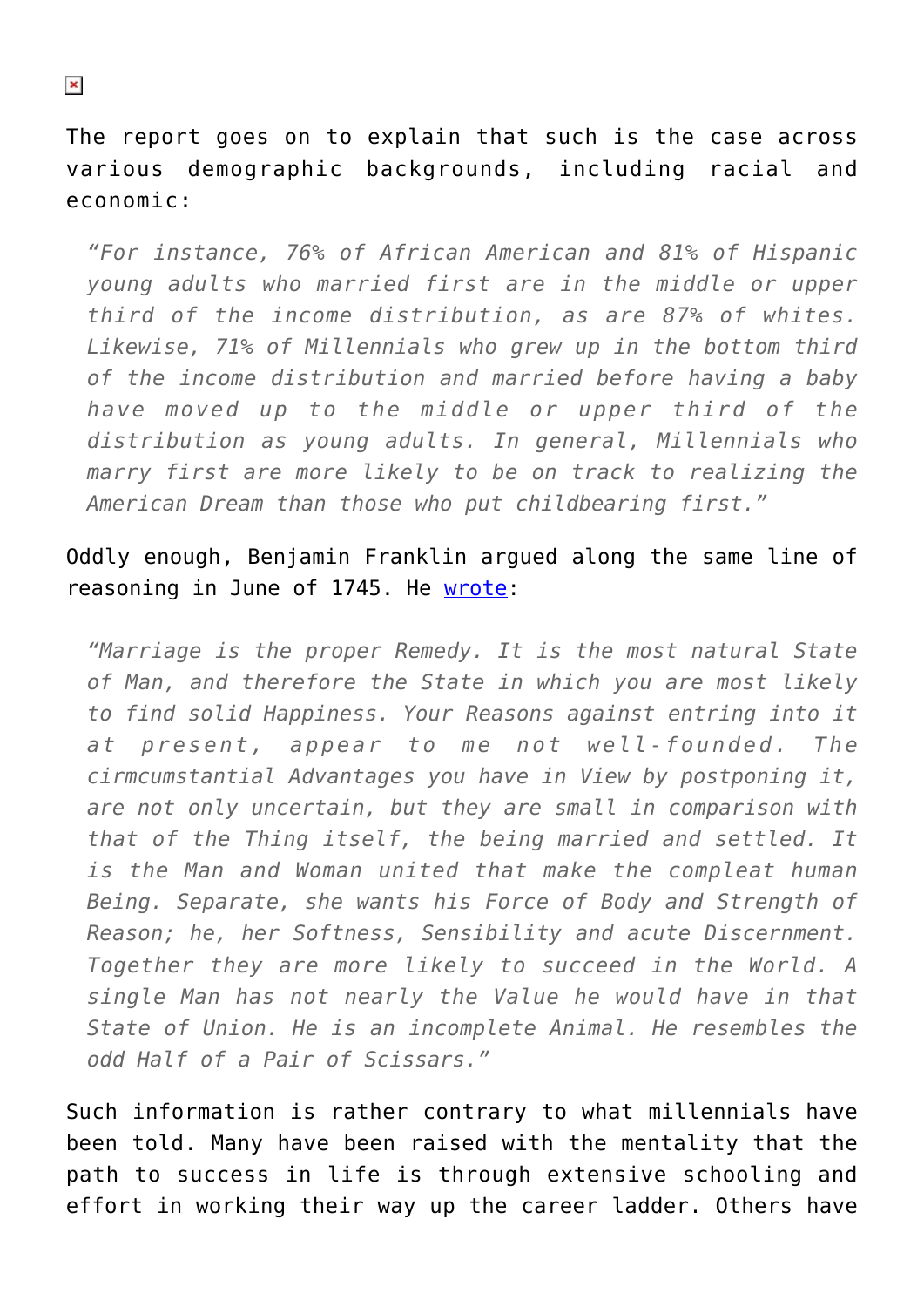The report goes on to explain that such is the case across various demographic backgrounds, including racial and economic:

> *"For instance, 76% of African American and 81% of Hispanic young adults who married first are in the middle or upper third of the income distribution, as are 87% of whites. Likewise, 71% of Millennials who grew up in the bottom third of the income distribution and married before having a baby have moved up to the middle or upper third of the distribution as young adults. In general, Millennials who marry first are more likely to be on track to realizing the American Dream than those who put childbearing first."*

Oddly enough, Benjamin Franklin argued along the same line of reasoning in June of 1745. He wrote:

> *"Marriage is the proper Remedy. It is the most natural State of Man, and therefore the State in which you are most likely to find solid Happiness. Your Reasons against entring into it at present, appear to me not well-founded. The cirmcumstantial Advantages you have in View by postponing it, are not only uncertain, but they are small in comparison with that of the Thing itself, the being married and settled. It is the Man and Woman united that make the compleat human Being. Separate, she wants his Force of Body and Strength of Reason; he, her Softness, Sensibility and acute Discernment. Together they are more likely to succeed in the World. A single Man has not nearly the Value he would have in that State of Union. He is an incomplete Animal. He resembles the odd Half of a Pair of Scissars."*

Such information is rather contrary to what millennials have been told. Many have been raised with the mentality that the path to success in life is through extensive schooling and effort in working their way up the career ladder. Others have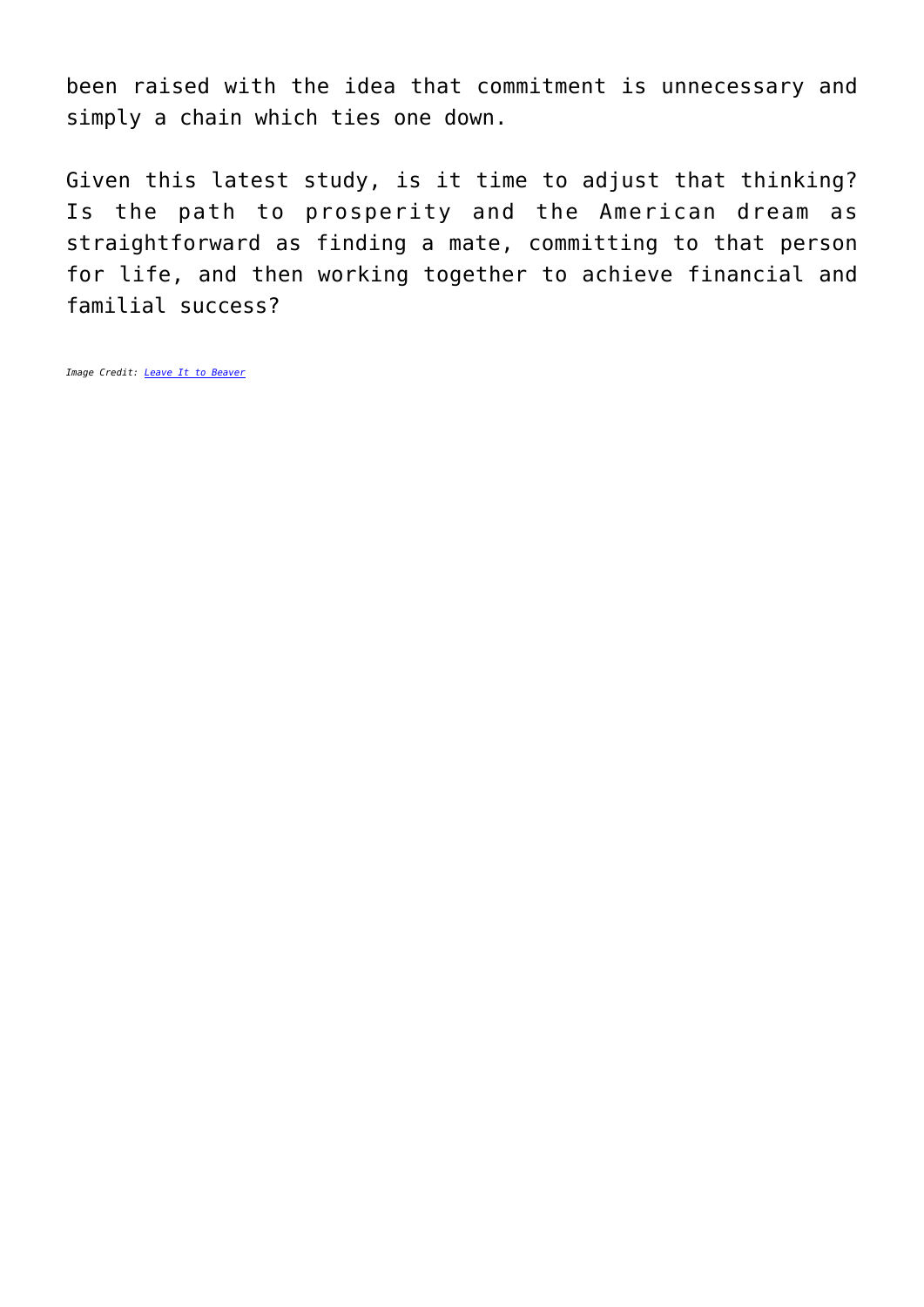been raised with the idea that commitment is unnecessary and simply a chain which ties one down.

Given this latest study, is it time to adjust that thinking? Is the path to prosperity and the American dream as straightforward as finding a mate, committing to that person for life, and then working together to achieve financial and familial success?

*Image Credit: [Leave It to Beaver]*